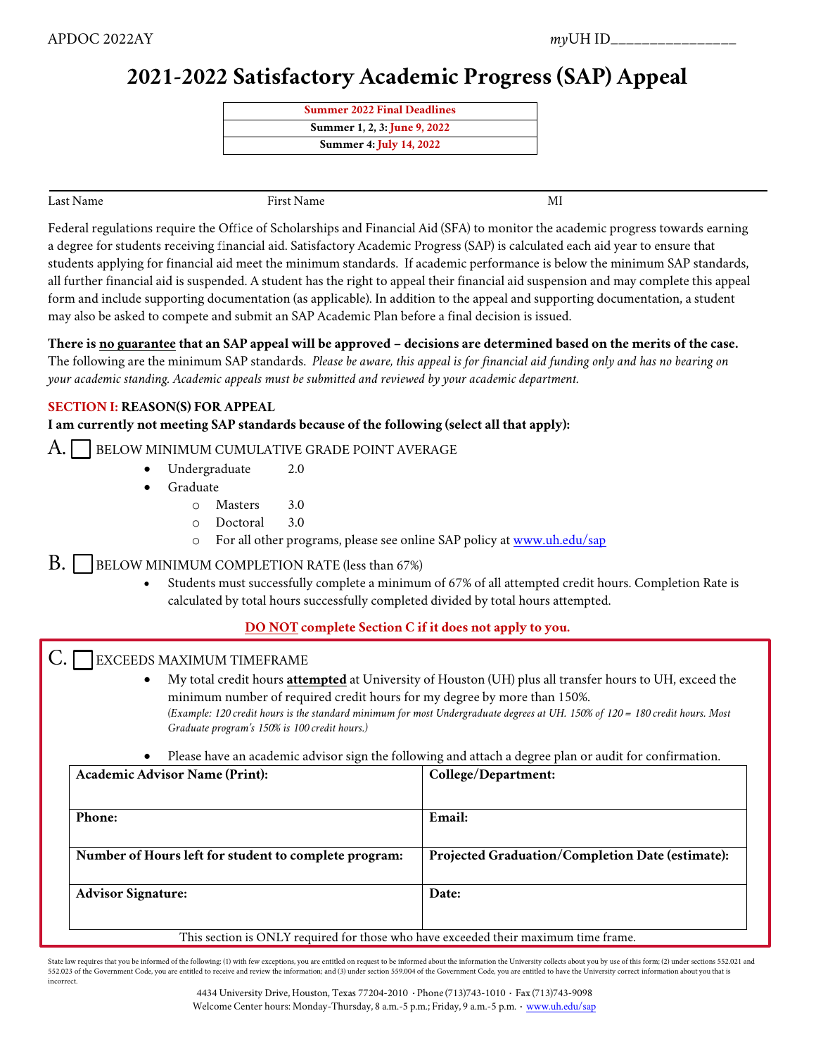APDOC 2022AY

*my*UH ID________________

# 2021-2022 Satisfactory Academic Progress (SAP) Appeal

| Summer 2022 Final Deadlines |
|---|
| **Summer 1, 2, 3: June 9, 2022** |
| **Summer 4: July 14, 2022** |

Last Name First Name MI

Federal regulations require the Office of Scholarships and Financial Aid (SFA) to monitor the academic progress towards earning a degree for students receiving financial aid. Satisfactory Academic Progress (SAP) is calculated each aid year to ensure that students applying for financial aid meet the minimum standards. If academic performance is below the minimum SAP standards, all further financial aid is suspended. A student has the right to appeal their financial aid suspension and may complete this appeal form and include supporting documentation (as applicable). In addition to the appeal and supporting documentation, a student may also be asked to compete and submit an SAP Academic Plan before a final decision is issued.

**There is <u>no guarantee</u> that an SAP appeal will be approved – decisions are determined based on the merits of the case.** The following are the minimum SAP standards. *Please be aware, this appeal is for financial aid funding only and has no bearing on your academic standing. Academic appeals must be submitted and reviewed by your academic department.*

**SECTION I: REASON(S) FOR APPEAL**

**I am currently not meeting SAP standards because of the following (select all that apply):**

A. ☐ BELOW MINIMUM CUMULATIVE GRADE POINT AVERAGE

- Undergraduate 2.0
- Graduate
  - Masters 3.0
  - Doctoral 3.0
  - For all other programs, please see online SAP policy at www.uh.edu/sap

B. ☐ BELOW MINIMUM COMPLETION RATE (less than 67%)

- Students must successfully complete a minimum of 67% of all attempted credit hours. Completion Rate is calculated by total hours successfully completed divided by total hours attempted.

**<u>DO NOT</u> complete Section C if it does not apply to you.**

C. ☐ EXCEEDS MAXIMUM TIMEFRAME

- My total credit hours **<u>attempted</u>** at University of Houston (UH) plus all transfer hours to UH, exceed the minimum number of required credit hours for my degree by more than 150%.
  *(Example: 120 credit hours is the standard minimum for most Undergraduate degrees at UH. 150% of 120 = 180 credit hours. Most Graduate program's 150% is 100 credit hours.)*
- Please have an academic advisor sign the following and attach a degree plan or audit for confirmation.

| **Academic Advisor Name (Print):** | **College/Department:** |
|---|---|
| **Phone:** | **Email:** |
| **Number of Hours left for student to complete program:** | **Projected Graduation/Completion Date (estimate):** |
| **Advisor Signature:** | **Date:** |

This section is ONLY required for those who have exceeded their maximum time frame.

State law requires that you be informed of the following: (1) with few exceptions, you are entitled on request to be informed about the information the University collects about you by use of this form; (2) under sections 552.021 and 552.023 of the Government Code, you are entitled to receive and review the information; and (3) under section 559.004 of the Government Code, you are entitled to have the University correct information about you that is incorrect.

4434 University Drive, Houston, Texas 77204-2010 · Phone (713)743-1010 · Fax (713)743-9098
Welcome Center hours: Monday-Thursday, 8 a.m.-5 p.m.; Friday, 9 a.m.-5 p.m. · www.uh.edu/sap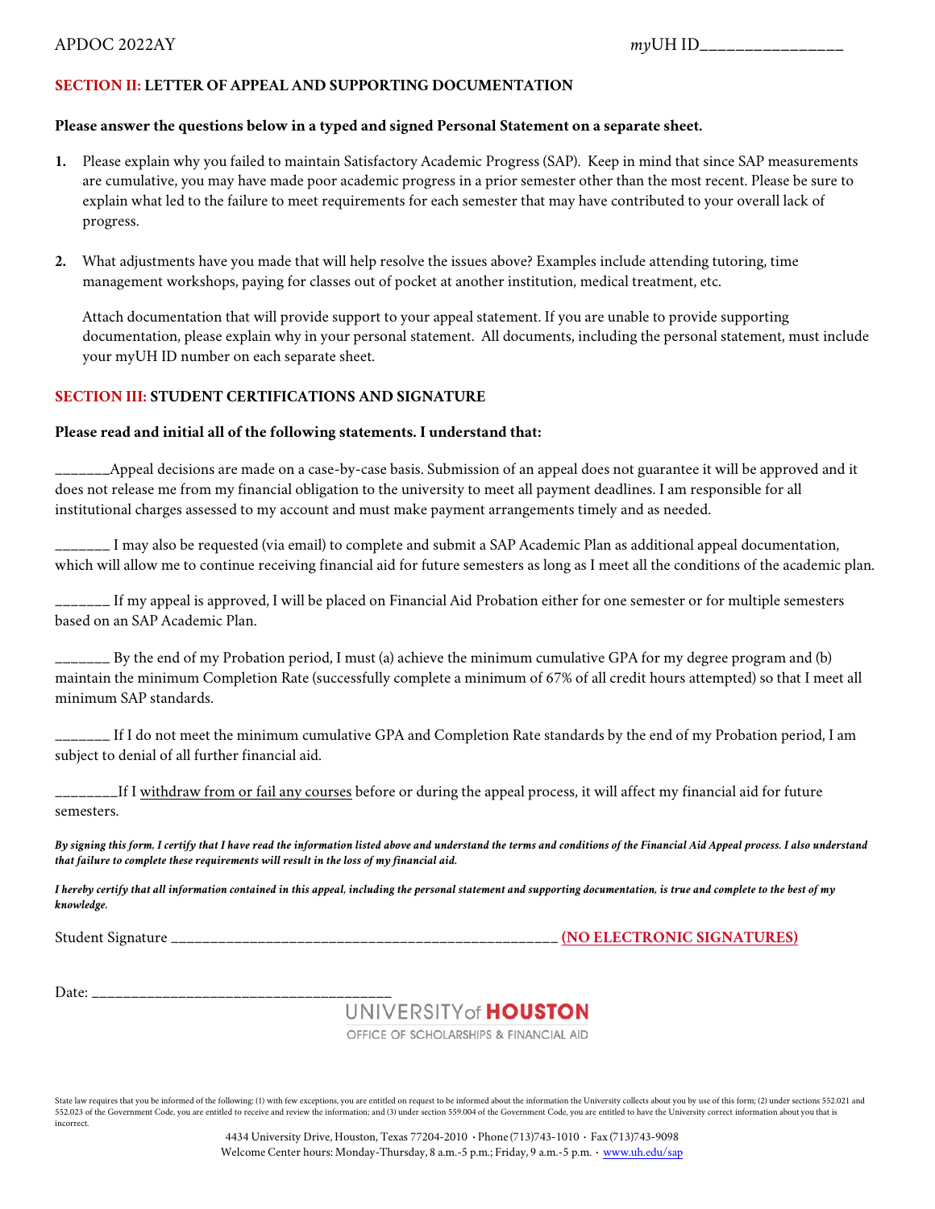APDOC 2022AY *my*UH ID________________

## SECTION II: LETTER OF APPEAL AND SUPPORTING DOCUMENTATION

**Please answer the questions below in a typed and signed Personal Statement on a separate sheet.**

1. Please explain why you failed to maintain Satisfactory Academic Progress (SAP). Keep in mind that since SAP measurements are cumulative, you may have made poor academic progress in a prior semester other than the most recent. Please be sure to explain what led to the failure to meet requirements for each semester that may have contributed to your overall lack of progress.

2. What adjustments have you made that will help resolve the issues above? Examples include attending tutoring, time management workshops, paying for classes out of pocket at another institution, medical treatment, etc.

   Attach documentation that will provide support to your appeal statement. If you are unable to provide supporting documentation, please explain why in your personal statement. All documents, including the personal statement, must include your myUH ID number on each separate sheet.

## SECTION III: STUDENT CERTIFICATIONS AND SIGNATURE

**Please read and initial all of the following statements. I understand that:**

_______Appeal decisions are made on a case-by-case basis. Submission of an appeal does not guarantee it will be approved and it does not release me from my financial obligation to the university to meet all payment deadlines. I am responsible for all institutional charges assessed to my account and must make payment arrangements timely and as needed.

_______ I may also be requested (via email) to complete and submit a SAP Academic Plan as additional appeal documentation, which will allow me to continue receiving financial aid for future semesters as long as I meet all the conditions of the academic plan.

_______ If my appeal is approved, I will be placed on Financial Aid Probation either for one semester or for multiple semesters based on an SAP Academic Plan.

_______ By the end of my Probation period, I must (a) achieve the minimum cumulative GPA for my degree program and (b) maintain the minimum Completion Rate (successfully complete a minimum of 67% of all credit hours attempted) so that I meet all minimum SAP standards.

_______ If I do not meet the minimum cumulative GPA and Completion Rate standards by the end of my Probation period, I am subject to denial of all further financial aid.

________If I withdraw from or fail any courses before or during the appeal process, it will affect my financial aid for future semesters.

***By signing this form, I certify that I have read the information listed above and understand the terms and conditions of the Financial Aid Appeal process. I also understand that failure to complete these requirements will result in the loss of my financial aid.***

***I hereby certify that all information contained in this appeal, including the personal statement and supporting documentation, is true and complete to the best of my knowledge.***

Student Signature ___________________________________________________ **(NO ELECTRONIC SIGNATURES)**

Date: ______________________________________

UNIVERSITY of HOUSTON
OFFICE OF SCHOLARSHIPS & FINANCIAL AID

State law requires that you be informed of the following: (1) with few exceptions, you are entitled on request to be informed about the information the University collects about you by use of this form; (2) under sections 552.021 and 552.023 of the Government Code, you are entitled to receive and review the information; and (3) under section 559.004 of the Government Code, you are entitled to have the University correct information about you that is incorrect.

4434 University Drive, Houston, Texas 77204-2010 · Phone (713)743-1010 · Fax (713)743-9098
Welcome Center hours: Monday-Thursday, 8 a.m.-5 p.m.; Friday, 9 a.m.-5 p.m. · www.uh.edu/sap